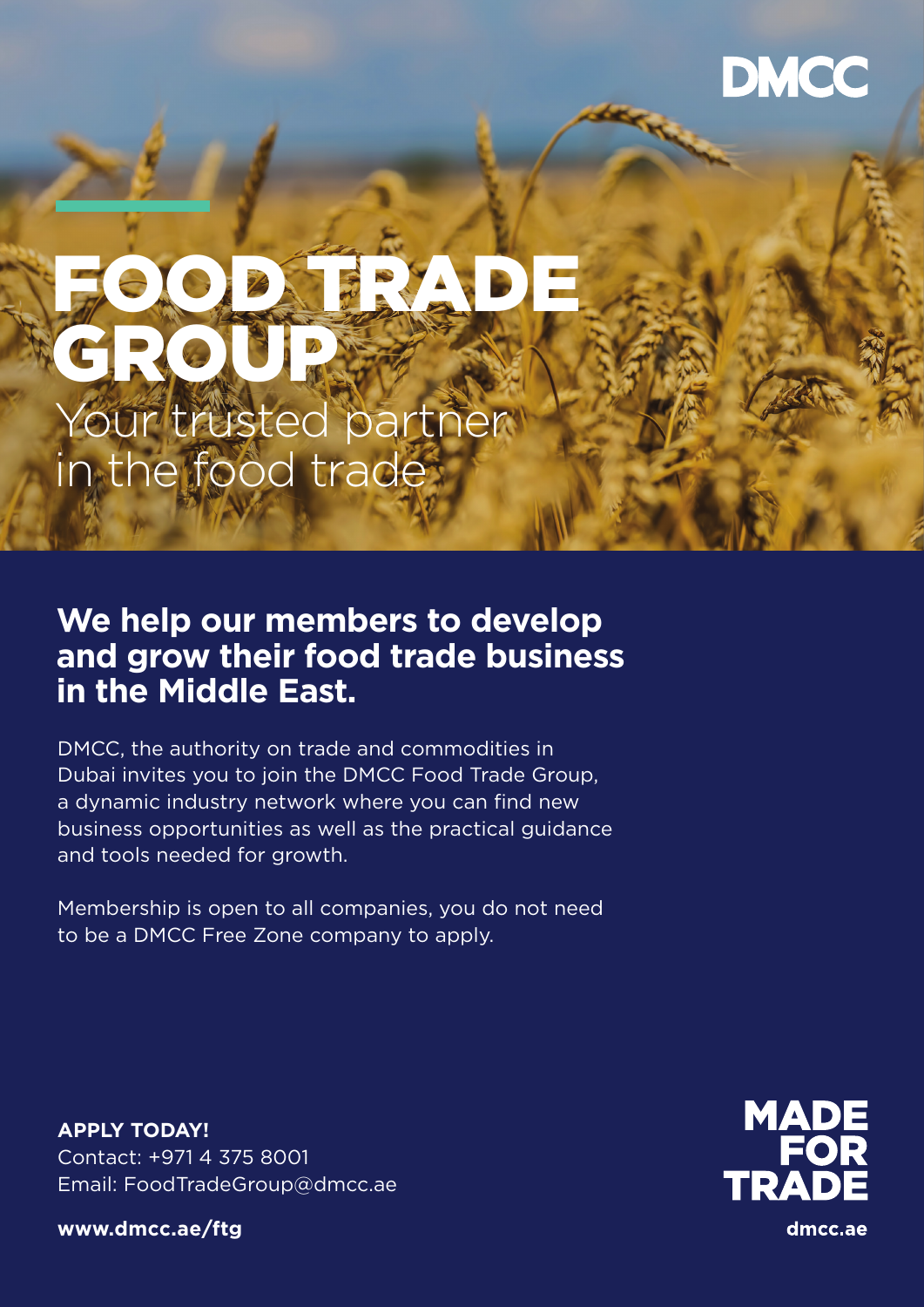DMCC

# FOOD TRADE GROUP

Your trusted partner in the food trade

## We help our members to develop and grow their food trade business in the Middle East.

DMCC, the authority on trade and commodities in Dubai invites you to join the DMCC Food Trade Group, a dynamic industry network where you can find new business opportunities as well as the practical guidance and tools needed for growth.

Membership is open to all companies, you do not need to be a DMCC Free Zone company to apply.

**APPLY TODAY!**
Contact: +971 4 375 8001
Email: FoodTradeGroup@dmcc.ae

**www.dmcc.ae/ftg**

MADE FOR TRADE

**dmcc.ae**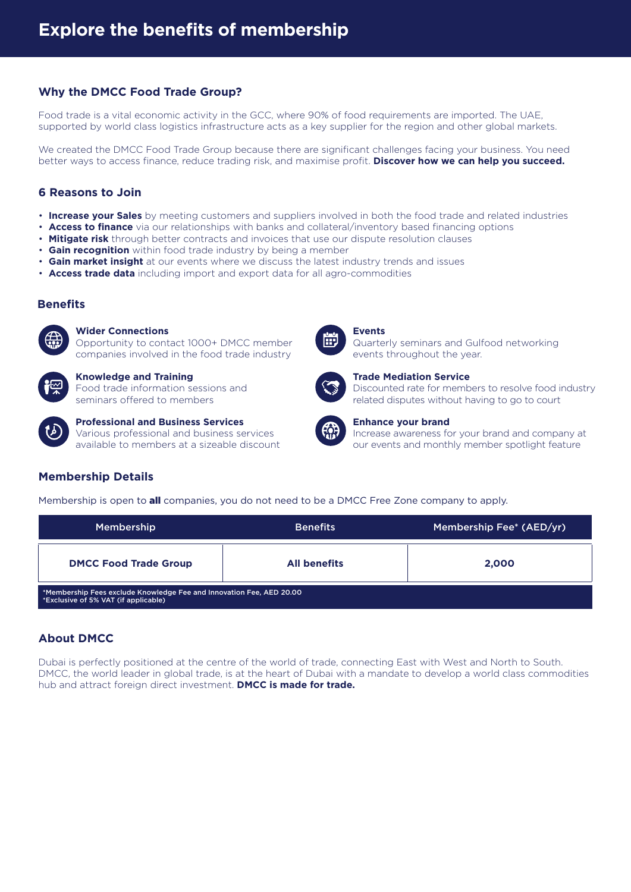# Explore the benefits of membership

## Why the DMCC Food Trade Group?

Food trade is a vital economic activity in the GCC, where 90% of food requirements are imported. The UAE, supported by world class logistics infrastructure acts as a key supplier for the region and other global markets.

We created the DMCC Food Trade Group because there are significant challenges facing your business. You need better ways to access finance, reduce trading risk, and maximise profit. **Discover how we can help you succeed.**

## 6 Reasons to Join

- **Increase your Sales** by meeting customers and suppliers involved in both the food trade and related industries
- **Access to finance** via our relationships with banks and collateral/inventory based financing options
- **Mitigate risk** through better contracts and invoices that use our dispute resolution clauses
- **Gain recognition** within food trade industry by being a member
- **Gain market insight** at our events where we discuss the latest industry trends and issues
- **Access trade data** including import and export data for all agro-commodities

## Benefits

**Wider Connections**
Opportunity to contact 1000+ DMCC member companies involved in the food trade industry

**Knowledge and Training**
Food trade information sessions and seminars offered to members

**Professional and Business Services**
Various professional and business services available to members at a sizeable discount

**Events**
Quarterly seminars and Gulfood networking events throughout the year.

**Trade Mediation Service**
Discounted rate for members to resolve food industry related disputes without having to go to court

**Enhance your brand**
Increase awareness for your brand and company at our events and monthly member spotlight feature

## Membership Details

Membership is open to **all** companies, you do not need to be a DMCC Free Zone company to apply.

| Membership | Benefits | Membership Fee* (AED/yr) |
|---|---|---|
| **DMCC Food Trade Group** | **All benefits** | **2,000** |

*Membership Fees exclude Knowledge Fee and Innovation Fee, AED 20.00
*Exclusive of 5% VAT (if applicable)

## About DMCC

Dubai is perfectly positioned at the centre of the world of trade, connecting East with West and North to South. DMCC, the world leader in global trade, is at the heart of Dubai with a mandate to develop a world class commodities hub and attract foreign direct investment. **DMCC is made for trade.**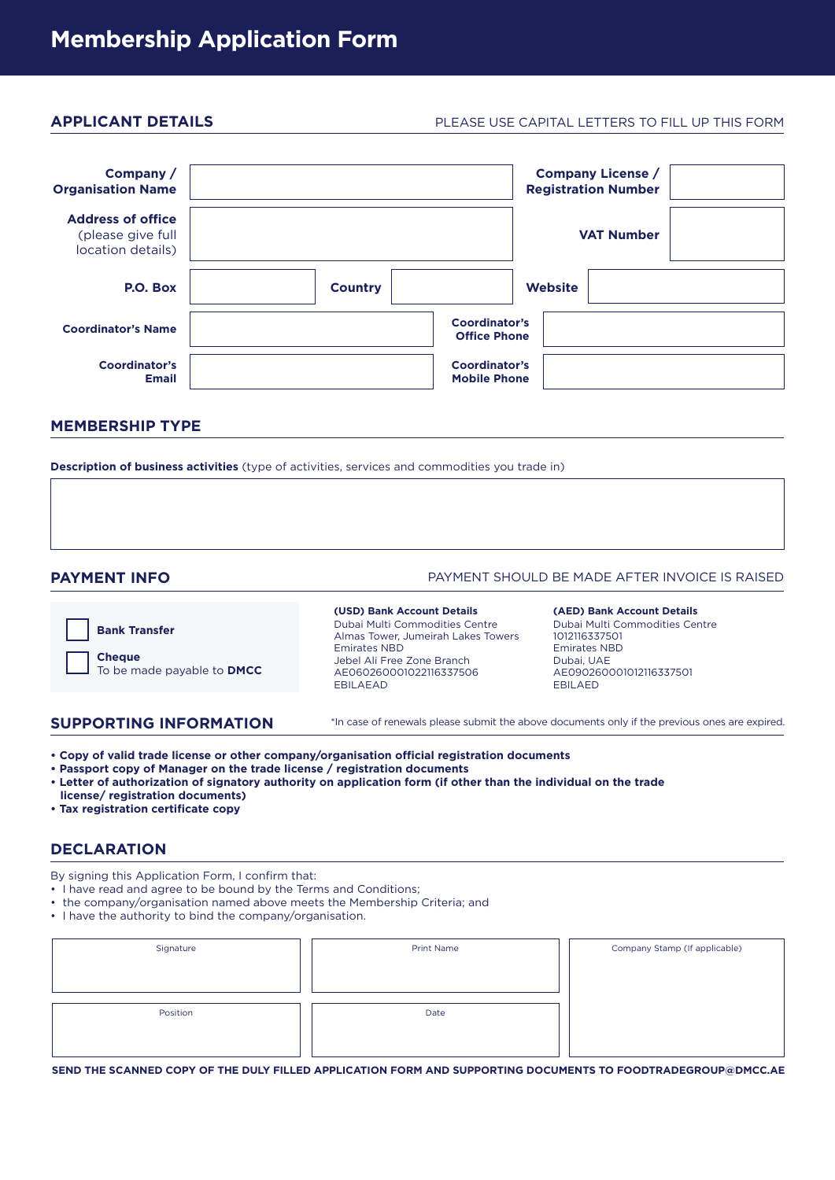# Membership Application Form

## APPLICANT DETAILS

PLEASE USE CAPITAL LETTERS TO FILL UP THIS FORM

| | | | |
|---|---|---|---|
| **Company / Organisation Name** | | **Company License / Registration Number** | |
| **Address of office** (please give full location details) | | **VAT Number** | |
| **P.O. Box** | | **Country** | |
| **Website** | | | |
| **Coordinator's Name** | | **Coordinator's Office Phone** | |
| **Coordinator's Email** | | **Coordinator's Mobile Phone** | |

## MEMBERSHIP TYPE

**Description of business activities** (type of activities, services and commodities you trade in)

## PAYMENT INFO

PAYMENT SHOULD BE MADE AFTER INVOICE IS RAISED

- ☐ **Bank Transfer**
- ☐ **Cheque**
  To be made payable to **DMCC**

**(USD) Bank Account Details**
Dubai Multi Commodities Centre
Almas Tower, Jumeirah Lakes Towers
Emirates NBD
Jebel Ali Free Zone Branch
AE060260001022116337506
EBILAEAD

**(AED) Bank Account Details**
Dubai Multi Commodities Centre
1012116337501
Emirates NBD
Dubai, UAE
AE090260001012116337501
EBILAED

## SUPPORTING INFORMATION

*In case of renewals please submit the above documents only if the previous ones are expired.

- **Copy of valid trade license or other company/organisation official registration documents**
- **Passport copy of Manager on the trade license / registration documents**
- **Letter of authorization of signatory authority on application form (if other than the individual on the trade license/ registration documents)**
- **Tax registration certificate copy**

## DECLARATION

By signing this Application Form, I confirm that:

- I have read and agree to be bound by the Terms and Conditions;
- the company/organisation named above meets the Membership Criteria; and
- I have the authority to bind the company/organisation.

| Signature | Print Name | Company Stamp (If applicable) |
|---|---|---|
| | | |
| **Position** | **Date** | |
| | | |

**SEND THE SCANNED COPY OF THE DULY FILLED APPLICATION FORM AND SUPPORTING DOCUMENTS TO FOODTRADEGROUP@DMCC.AE**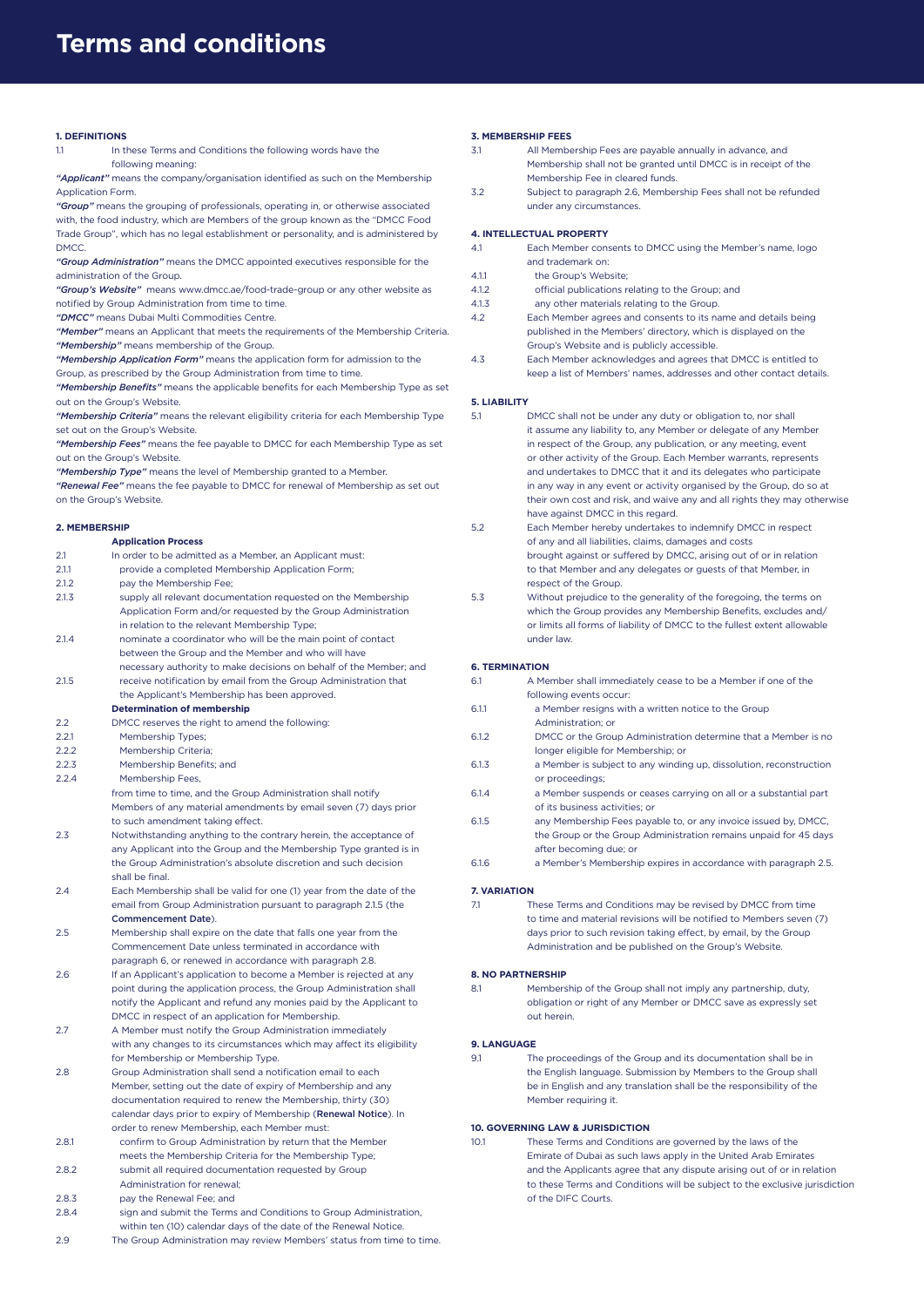# Terms and conditions

## 1. DEFINITIONS

1.1 In these Terms and Conditions the following words have the following meaning:

***"Applicant"*** means the company/organisation identified as such on the Membership Application Form.

***"Group"*** means the grouping of professionals, operating in, or otherwise associated with, the food industry, which are Members of the group known as the "DMCC Food Trade Group", which has no legal establishment or personality, and is administered by DMCC.

***"Group Administration"*** means the DMCC appointed executives responsible for the administration of the Group.

***"Group's Website"*** means www.dmcc.ae/food-trade-group or any other website as notified by Group Administration from time to time.

***"DMCC"*** means Dubai Multi Commodities Centre.

***"Member"*** means an Applicant that meets the requirements of the Membership Criteria.

***"Membership"*** means membership of the Group.

***"Membership Application Form"*** means the application form for admission to the Group, as prescribed by the Group Administration from time to time.

***"Membership Benefits"*** means the applicable benefits for each Membership Type as set out on the Group's Website.

***"Membership Criteria"*** means the relevant eligibility criteria for each Membership Type set out on the Group's Website.

***"Membership Fees"*** means the fee payable to DMCC for each Membership Type as set out on the Group's Website.

***"Membership Type"*** means the level of Membership granted to a Member.

***"Renewal Fee"*** means the fee payable to DMCC for renewal of Membership as set out on the Group's Website.

## 2. MEMBERSHIP

**Application Process**

2.1 In order to be admitted as a Member, an Applicant must:

2.1.1 provide a completed Membership Application Form;

2.1.2 pay the Membership Fee;

2.1.3 supply all relevant documentation requested on the Membership Application Form and/or requested by the Group Administration in relation to the relevant Membership Type;

2.1.4 nominate a coordinator who will be the main point of contact between the Group and the Member and who will have necessary authority to make decisions on behalf of the Member; and

2.1.5 receive notification by email from the Group Administration that the Applicant's Membership has been approved.

**Determination of membership**

2.2 DMCC reserves the right to amend the following:

2.2.1 Membership Types;

2.2.2 Membership Criteria;

2.2.3 Membership Benefits; and

2.2.4 Membership Fees,

from time to time, and the Group Administration shall notify Members of any material amendments by email seven (7) days prior to such amendment taking effect.

2.3 Notwithstanding anything to the contrary herein, the acceptance of any Applicant into the Group and the Membership Type granted is in the Group Administration's absolute discretion and such decision shall be final.

2.4 Each Membership shall be valid for one (1) year from the date of the email from Group Administration pursuant to paragraph 2.1.5 (the **Commencement Date**).

2.5 Membership shall expire on the date that falls one year from the Commencement Date unless terminated in accordance with paragraph 6, or renewed in accordance with paragraph 2.8.

2.6 If an Applicant's application to become a Member is rejected at any point during the application process, the Group Administration shall notify the Applicant and refund any monies paid by the Applicant to DMCC in respect of an application for Membership.

2.7 A Member must notify the Group Administration immediately with any changes to its circumstances which may affect its eligibility for Membership or Membership Type.

2.8 Group Administration shall send a notification email to each Member, setting out the date of expiry of Membership and any documentation required to renew the Membership, thirty (30) calendar days prior to expiry of Membership (**Renewal Notice**). In order to renew Membership, each Member must:

2.8.1 confirm to Group Administration by return that the Member meets the Membership Criteria for the Membership Type;

2.8.2 submit all required documentation requested by Group Administration for renewal;

2.8.3 pay the Renewal Fee; and

2.8.4 sign and submit the Terms and Conditions to Group Administration, within ten (10) calendar days of the date of the Renewal Notice.

2.9 The Group Administration may review Members' status from time to time.

## 3. MEMBERSHIP FEES

3.1 All Membership Fees are payable annually in advance, and Membership shall not be granted until DMCC is in receipt of the Membership Fee in cleared funds.

3.2 Subject to paragraph 2.6, Membership Fees shall not be refunded under any circumstances.

## 4. INTELLECTUAL PROPERTY

4.1 Each Member consents to DMCC using the Member's name, logo and trademark on:

4.1.1 the Group's Website;

4.1.2 official publications relating to the Group; and

4.1.3 any other materials relating to the Group.

4.2 Each Member agrees and consents to its name and details being published in the Members' directory, which is displayed on the Group's Website and is publicly accessible.

4.3 Each Member acknowledges and agrees that DMCC is entitled to keep a list of Members' names, addresses and other contact details.

## 5. LIABILITY

5.1 DMCC shall not be under any duty or obligation to, nor shall it assume any liability to, any Member or delegate of any Member in respect of the Group, any publication, or any meeting, event or other activity of the Group. Each Member warrants, represents and undertakes to DMCC that it and its delegates who participate in any way in any event or activity organised by the Group, do so at their own cost and risk, and waive any and all rights they may otherwise have against DMCC in this regard.

5.2 Each Member hereby undertakes to indemnify DMCC in respect of any and all liabilities, claims, damages and costs brought against or suffered by DMCC, arising out of or in relation to that Member and any delegates or guests of that Member, in respect of the Group.

5.3 Without prejudice to the generality of the foregoing, the terms on which the Group provides any Membership Benefits, excludes and/or limits all forms of liability of DMCC to the fullest extent allowable under law.

## 6. TERMINATION

6.1 A Member shall immediately cease to be a Member if one of the following events occur:

6.1.1 a Member resigns with a written notice to the Group Administration; or

6.1.2 DMCC or the Group Administration determine that a Member is no longer eligible for Membership; or

6.1.3 a Member is subject to any winding up, dissolution, reconstruction or proceedings;

6.1.4 a Member suspends or ceases carrying on all or a substantial part of its business activities; or

6.1.5 any Membership Fees payable to, or any invoice issued by, DMCC, the Group or the Group Administration remains unpaid for 45 days after becoming due; or

6.1.6 a Member's Membership expires in accordance with paragraph 2.5.

## 7. VARIATION

7.1 These Terms and Conditions may be revised by DMCC from time to time and material revisions will be notified to Members seven (7) days prior to such revision taking effect, by email, by the Group Administration and be published on the Group's Website.

## 8. NO PARTNERSHIP

8.1 Membership of the Group shall not imply any partnership, duty, obligation or right of any Member or DMCC save as expressly set out herein.

## 9. LANGUAGE

9.1 The proceedings of the Group and its documentation shall be in the English language. Submission by Members to the Group shall be in English and any translation shall be the responsibility of the Member requiring it.

## 10. GOVERNING LAW & JURISDICTION

10.1 These Terms and Conditions are governed by the laws of the Emirate of Dubai as such laws apply in the United Arab Emirates and the Applicants agree that any dispute arising out of or in relation to these Terms and Conditions will be subject to the exclusive jurisdiction of the DIFC Courts.